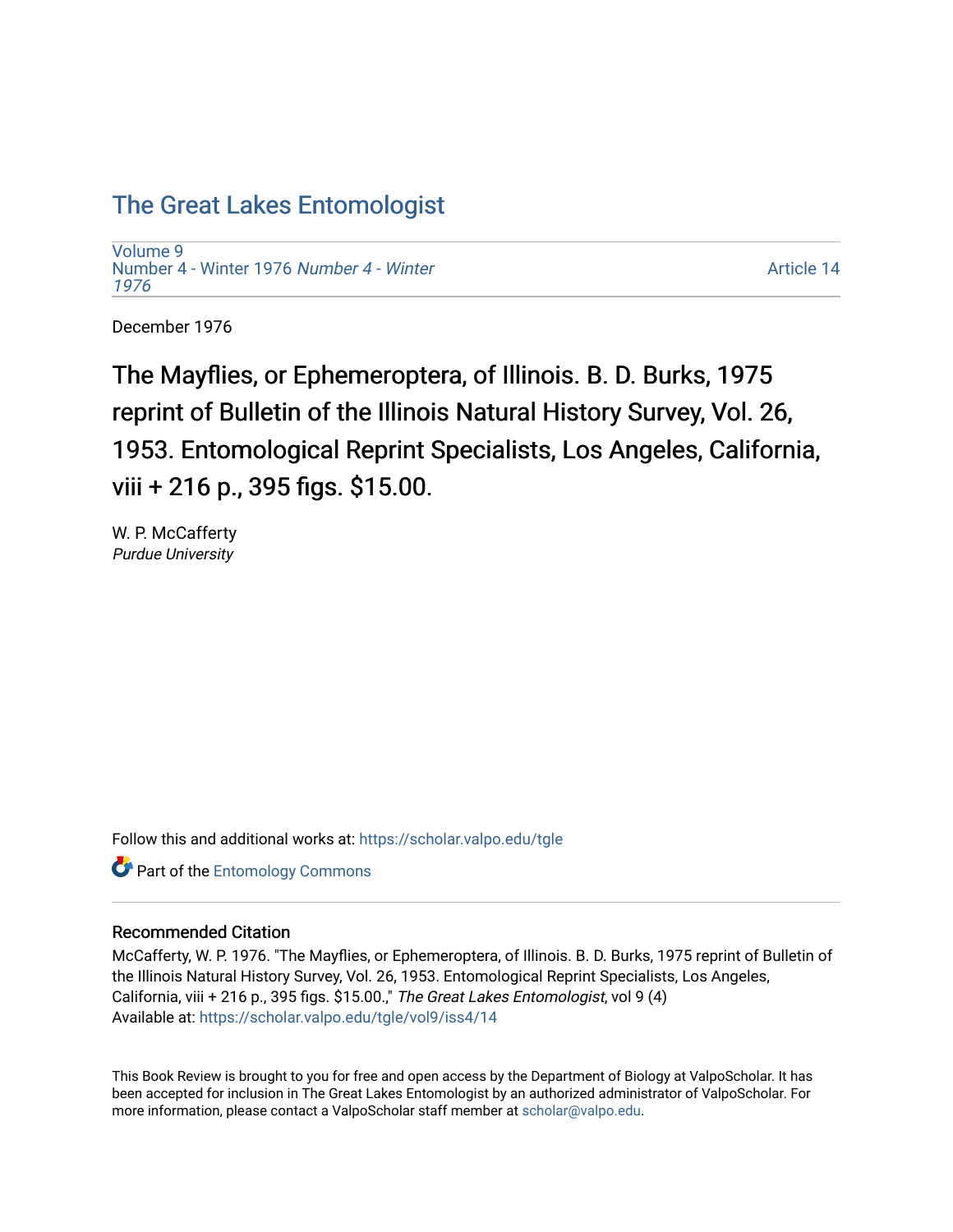# The Great Lakes Entomologist

Volume 9
Number 4 - Winter 1976 *Number 4 - Winter 1976*

Article 14

December 1976

## The Mayflies, or Ephemeroptera, of Illinois. B. D. Burks, 1975 reprint of Bulletin of the Illinois Natural History Survey, Vol. 26, 1953. Entomological Reprint Specialists, Los Angeles, California, viii + 216 p., 395 figs. $15.00.

W. P. McCafferty
*Purdue University*

Follow this and additional works at: https://scholar.valpo.edu/tgle

Part of the Entomology Commons

### Recommended Citation

McCafferty, W. P. 1976. "The Mayflies, or Ephemeroptera, of Illinois. B. D. Burks, 1975 reprint of Bulletin of the Illinois Natural History Survey, Vol. 26, 1953. Entomological Reprint Specialists, Los Angeles, California, viii + 216 p., 395 figs. $15.00.," *The Great Lakes Entomologist*, vol 9 (4)
Available at: https://scholar.valpo.edu/tgle/vol9/iss4/14

This Book Review is brought to you for free and open access by the Department of Biology at ValpoScholar. It has been accepted for inclusion in The Great Lakes Entomologist by an authorized administrator of ValpoScholar. For more information, please contact a ValpoScholar staff member at scholar@valpo.edu.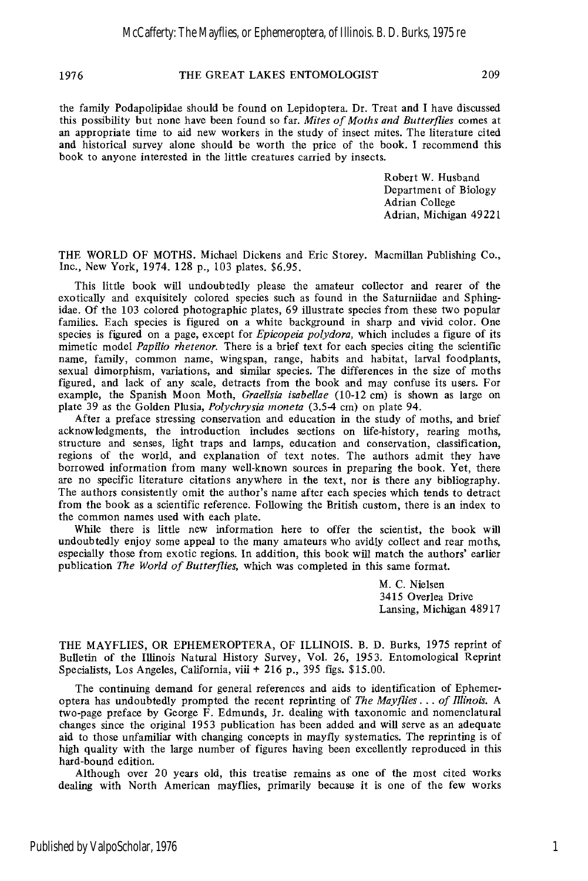the family Podapolipidae should be found on Lepidoptera. Dr. Treat and I have discussed this possibility but none have been found so far. *Mites of Moths and Butterflies* comes at an appropriate time to aid new workers in the study of insect mites. The literature cited and historical survey alone should be worth the price of the book. I recommend this book to anyone interested in the little creatures carried by insects.

Robert W. Husband
Department of Biology
Adrian College
Adrian, Michigan 49221

THE WORLD OF MOTHS. Michael Dickens and Eric Storey. Macmillan Publishing Co., Inc., New York, 1974. 128 p., 103 plates. $6.95.

This little book will undoubtedly please the amateur collector and rearer of the exotically and exquisitely colored species such as found in the Saturniidae and Sphingidae. Of the 103 colored photographic plates, 69 illustrate species from these two popular families. Each species is figured on a white background in sharp and vivid color. One species is figured on a page, except for *Epicopeia polydora*, which includes a figure of its mimetic model *Papilio rhetenor*. There is a brief text for each species citing the scientific name, family, common name, wingspan, range, habits and habitat, larval foodplants, sexual dimorphism, variations, and similar species. The differences in the size of moths figured, and lack of any scale, detracts from the book and may confuse its users. For example, the Spanish Moon Moth, *Graellsia isabellae* (10-12 cm) is shown as large on plate 39 as the Golden Plusia, *Polychrysia moneta* (3.5-4 cm) on plate 94.

After a preface stressing conservation and education in the study of moths, and brief acknowledgments, the introduction includes sections on life-history, rearing moths, structure and senses, light traps and lamps, education and conservation, classification, regions of the world, and explanation of text notes. The authors admit they have borrowed information from many well-known sources in preparing the book. Yet, there are no specific literature citations anywhere in the text, nor is there any bibliography. The authors consistently omit the author's name after each species which tends to detract from the book as a scientific reference. Following the British custom, there is an index to the common names used with each plate.

While there is little new information here to offer the scientist, the book will undoubtedly enjoy some appeal to the many amateurs who avidly collect and rear moths, especially those from exotic regions. In addition, this book will match the authors' earlier publication *The World of Butterflies*, which was completed in this same format.

M. C. Nielsen
3415 Overlea Drive
Lansing, Michigan 48917

THE MAYFLIES, OR EPHEMEROPTERA, OF ILLINOIS. B. D. Burks, 1975 reprint of Bulletin of the Illinois Natural History Survey, Vol. 26, 1953. Entomological Reprint Specialists, Los Angeles, California, viii + 216 p., 395 figs. $15.00.

The continuing demand for general references and aids to identification of Ephemeroptera has undoubtedly prompted the recent reprinting of *The Mayflies . . . of Illinois*. A two-page preface by George F. Edmunds, Jr. dealing with taxonomic and nomenclatural changes since the original 1953 publication has been added and will serve as an adequate aid to those unfamiliar with changing concepts in mayfly systematics. The reprinting is of high quality with the large number of figures having been excellently reproduced in this hard-bound edition.

Although over 20 years old, this treatise remains as one of the most cited works dealing with North American mayflies, primarily because it is one of the few works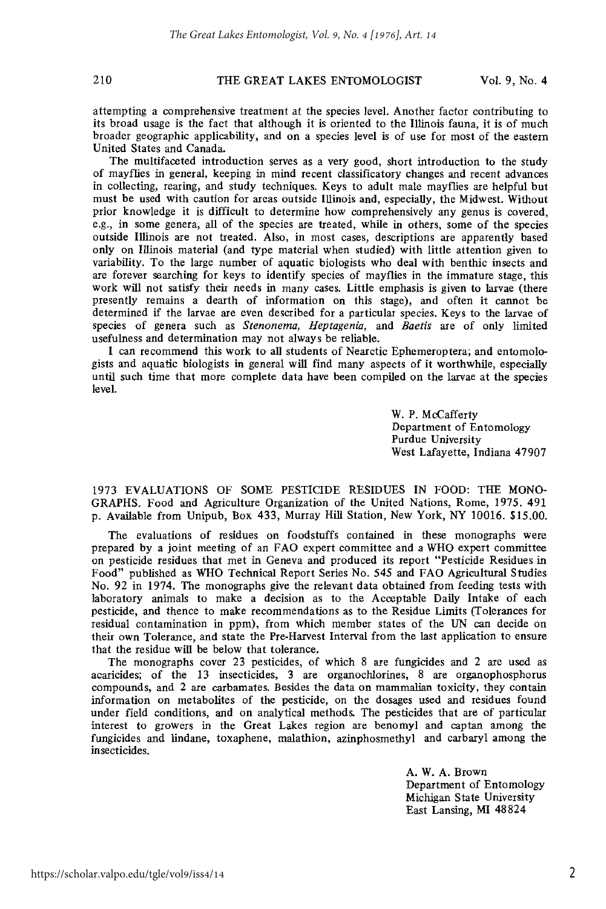attempting a comprehensive treatment at the species level. Another factor contributing to its broad usage is the fact that although it is oriented to the Illinois fauna, it is of much broader geographic applicability, and on a species level is of use for most of the eastern United States and Canada.

The multifaceted introduction serves as a very good, short introduction to the study of mayflies in general, keeping in mind recent classificatory changes and recent advances in collecting, rearing, and study techniques. Keys to adult male mayflies are helpful but must be used with caution for areas outside Illinois and, especially, the Midwest. Without prior knowledge it is difficult to determine how comprehensively any genus is covered, e.g., in some genera, all of the species are treated, while in others, some of the species outside Illinois are not treated. Also, in most cases, descriptions are apparently based only on Illinois material (and type material when studied) with little attention given to variability. To the large number of aquatic biologists who deal with benthic insects and are forever searching for keys to identify species of mayflies in the immature stage, this work will not satisfy their needs in many cases. Little emphasis is given to larvae (there presently remains a dearth of information on this stage), and often it cannot be determined if the larvae are even described for a particular species. Keys to the larvae of species of genera such as *Stenonema, Heptagenia,* and *Baetis* are of only limited usefulness and determination may not always be reliable.

I can recommend this work to all students of Nearctic Ephemeroptera; and entomologists and aquatic biologists in general will find many aspects of it worthwhile, especially until such time that more complete data have been compiled on the larvae at the species level.

W. P. McCafferty
Department of Entomology
Purdue University
West Lafayette, Indiana 47907

1973 EVALUATIONS OF SOME PESTICIDE RESIDUES IN FOOD: THE MONOGRAPHS. Food and Agriculture Organization of the United Nations, Rome, 1975. 491 p. Available from Unipub, Box 433, Murray Hill Station, New York, NY 10016. $15.00.

The evaluations of residues on foodstuffs contained in these monographs were prepared by a joint meeting of an FAO expert committee and a WHO expert committee on pesticide residues that met in Geneva and produced its report "Pesticide Residues in Food" published as WHO Technical Report Series No. 545 and FAO Agricultural Studies No. 92 in 1974. The monographs give the relevant data obtained from feeding tests with laboratory animals to make a decision as to the Acceptable Daily Intake of each pesticide, and thence to make recommendations as to the Residue Limits (Tolerances for residual contamination in ppm), from which member states of the UN can decide on their own Tolerance, and state the Pre-Harvest Interval from the last application to ensure that the residue will be below that tolerance.

The monographs cover 23 pesticides, of which 8 are fungicides and 2 are used as acaricides; of the 13 insecticides, 3 are organochlorines, 8 are organophosphorus compounds, and 2 are carbamates. Besides the data on mammalian toxicity, they contain information on metabolites of the pesticide, on the dosages used and residues found under field conditions, and on analytical methods. The pesticides that are of particular interest to growers in the Great Lakes region are benomyl and captan among the fungicides and lindane, toxaphene, malathion, azinphosmethyl and carbaryl among the insecticides.

A. W. A. Brown
Department of Entomology
Michigan State University
East Lansing, MI 48824